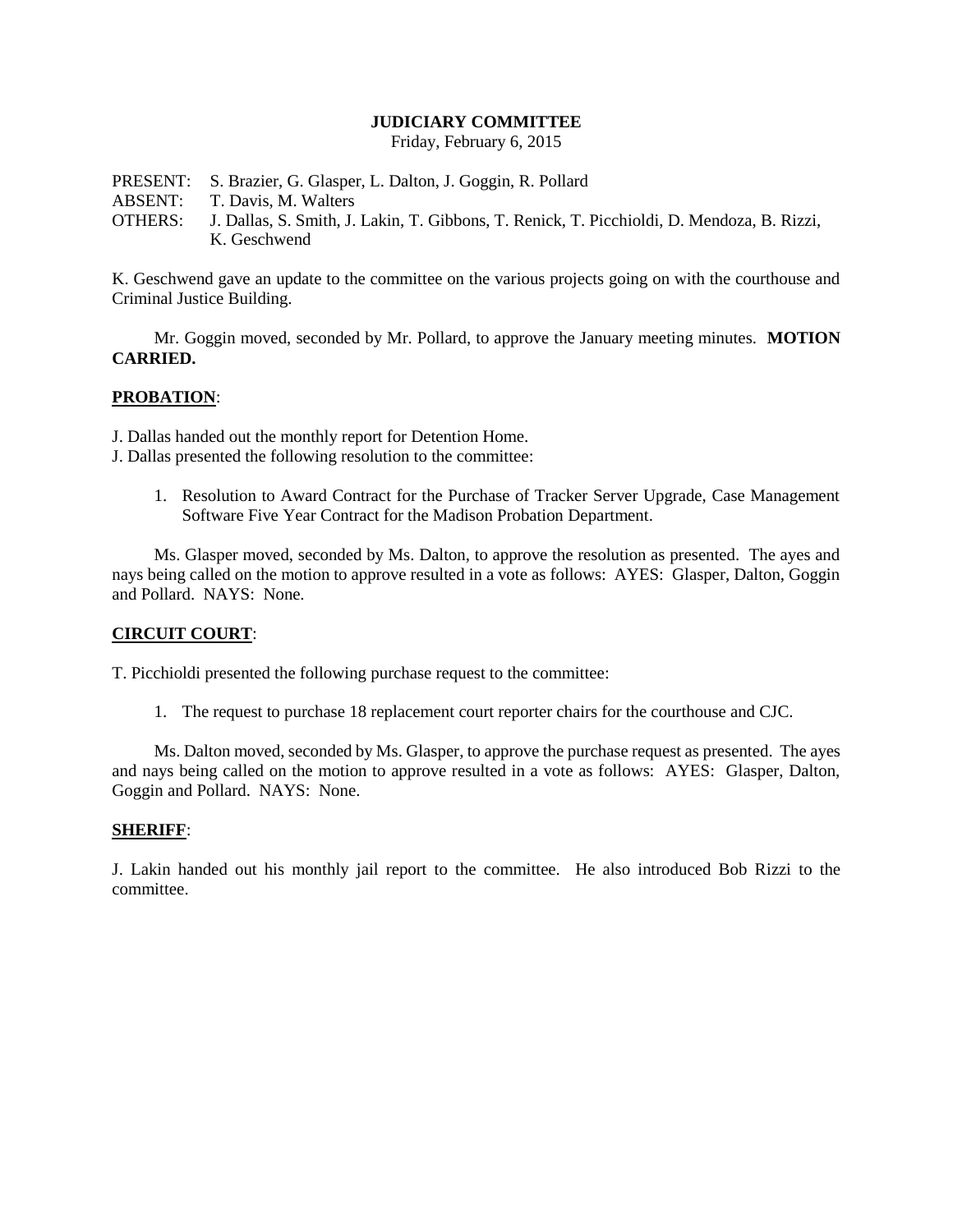**JUDICIARY COMMITTEE**

Friday, February 6, 2015

PRESENT: S. Brazier, G. Glasper, L. Dalton, J. Goggin, R. Pollard
ABSENT: T. Davis, M. Walters
OTHERS: J. Dallas, S. Smith, J. Lakin, T. Gibbons, T. Renick, T. Picchioldi, D. Mendoza, B. Rizzi, K. Geschwend

K. Geschwend gave an update to the committee on the various projects going on with the courthouse and Criminal Justice Building.

Mr. Goggin moved, seconded by Mr. Pollard, to approve the January meeting minutes. **MOTION CARRIED.**

**PROBATION**:

J. Dallas handed out the monthly report for Detention Home.
J. Dallas presented the following resolution to the committee:

1. Resolution to Award Contract for the Purchase of Tracker Server Upgrade, Case Management Software Five Year Contract for the Madison Probation Department.

Ms. Glasper moved, seconded by Ms. Dalton, to approve the resolution as presented. The ayes and nays being called on the motion to approve resulted in a vote as follows: AYES: Glasper, Dalton, Goggin and Pollard. NAYS: None.

**CIRCUIT COURT**:

T. Picchioldi presented the following purchase request to the committee:

1. The request to purchase 18 replacement court reporter chairs for the courthouse and CJC.

Ms. Dalton moved, seconded by Ms. Glasper, to approve the purchase request as presented. The ayes and nays being called on the motion to approve resulted in a vote as follows: AYES: Glasper, Dalton, Goggin and Pollard. NAYS: None.

**SHERIFF**:

J. Lakin handed out his monthly jail report to the committee. He also introduced Bob Rizzi to the committee.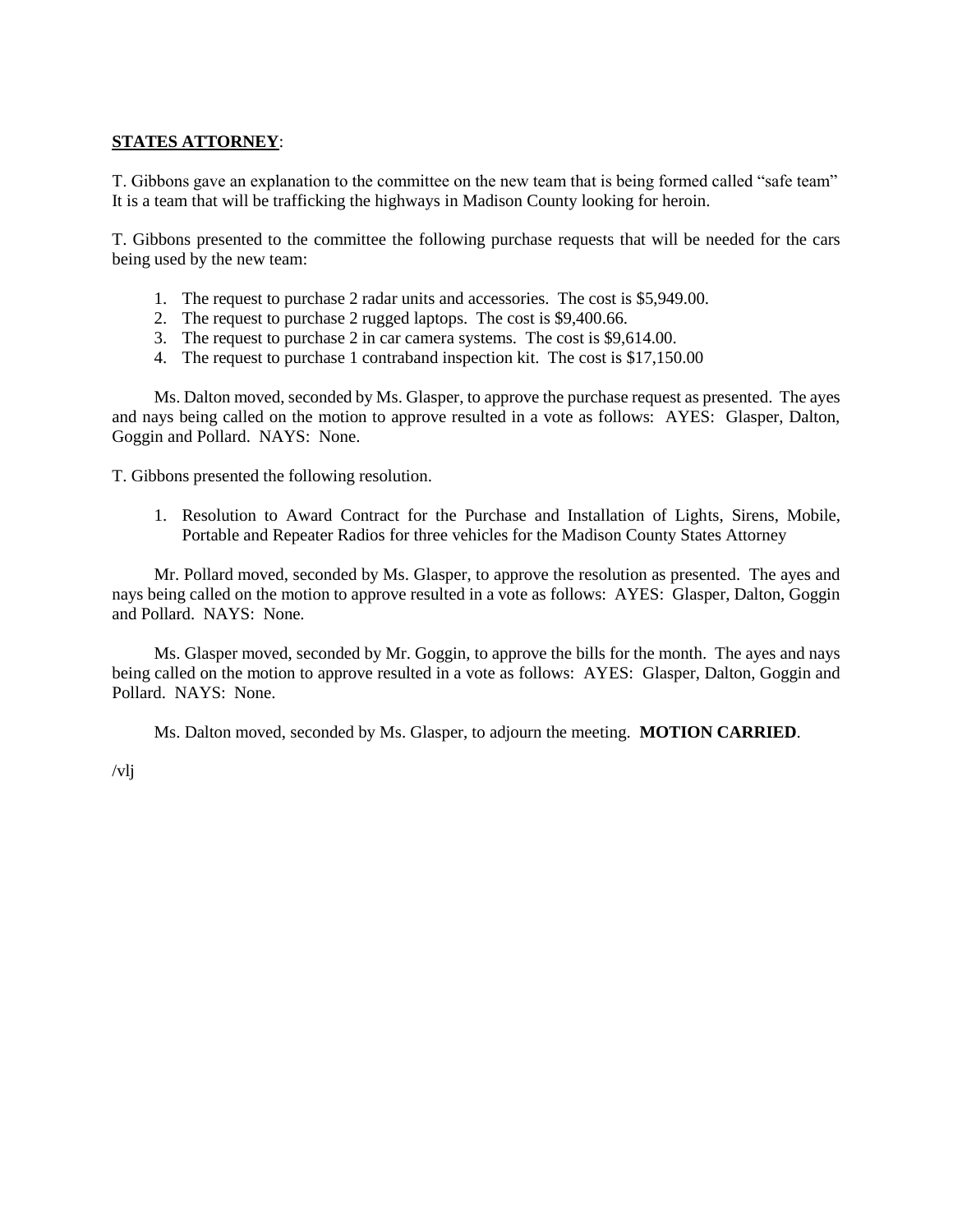**STATES ATTORNEY**:

T. Gibbons gave an explanation to the committee on the new team that is being formed called "safe team" It is a team that will be trafficking the highways in Madison County looking for heroin.

T. Gibbons presented to the committee the following purchase requests that will be needed for the cars being used by the new team:

1. The request to purchase 2 radar units and accessories. The cost is $5,949.00.
2. The request to purchase 2 rugged laptops. The cost is $9,400.66.
3. The request to purchase 2 in car camera systems. The cost is $9,614.00.
4. The request to purchase 1 contraband inspection kit. The cost is $17,150.00

Ms. Dalton moved, seconded by Ms. Glasper, to approve the purchase request as presented. The ayes and nays being called on the motion to approve resulted in a vote as follows: AYES: Glasper, Dalton, Goggin and Pollard. NAYS: None.

T. Gibbons presented the following resolution.

1. Resolution to Award Contract for the Purchase and Installation of Lights, Sirens, Mobile, Portable and Repeater Radios for three vehicles for the Madison County States Attorney

Mr. Pollard moved, seconded by Ms. Glasper, to approve the resolution as presented. The ayes and nays being called on the motion to approve resulted in a vote as follows: AYES: Glasper, Dalton, Goggin and Pollard. NAYS: None.

Ms. Glasper moved, seconded by Mr. Goggin, to approve the bills for the month. The ayes and nays being called on the motion to approve resulted in a vote as follows: AYES: Glasper, Dalton, Goggin and Pollard. NAYS: None.

Ms. Dalton moved, seconded by Ms. Glasper, to adjourn the meeting. **MOTION CARRIED**.

/vlj